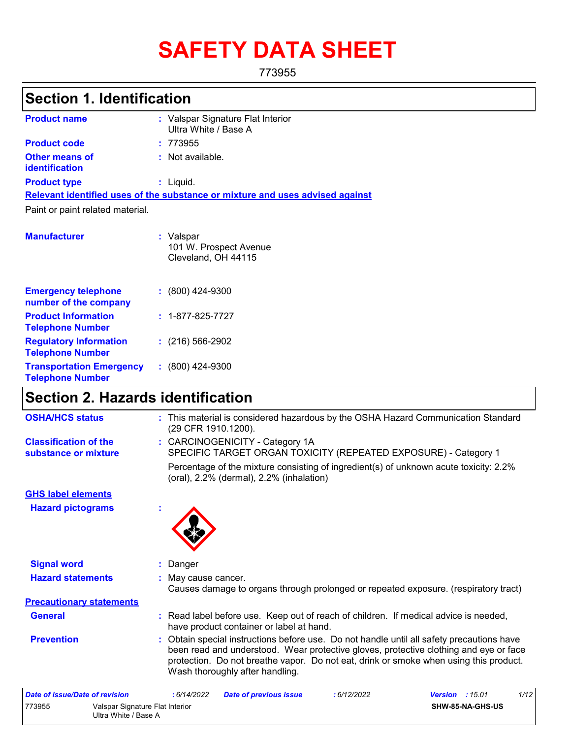# SAFETY DATA SHEET

773955

## Section 1. Identification

**Product name** : Valspar Signature Flat Interior Ultra White / Base A

**Product code** : 773955

**Other means of identification** : Not available.

**Product type** : Liquid.

**Relevant identified uses of the substance or mixture and uses advised against**

Paint or paint related material.

**Manufacturer** : Valspar
101 W. Prospect Avenue
Cleveland, OH 44115

**Emergency telephone number of the company** : (800) 424-9300

**Product Information Telephone Number** : 1-877-825-7727

**Regulatory Information Telephone Number** : (216) 566-2902

**Transportation Emergency Telephone Number** : (800) 424-9300

## Section 2. Hazards identification

**OSHA/HCS status** : This material is considered hazardous by the OSHA Hazard Communication Standard (29 CFR 1910.1200).

**Classification of the substance or mixture** : CARCINOGENICITY - Category 1A
SPECIFIC TARGET ORGAN TOXICITY (REPEATED EXPOSURE) - Category 1

Percentage of the mixture consisting of ingredient(s) of unknown acute toxicity: 2.2% (oral), 2.2% (dermal), 2.2% (inhalation)

**GHS label elements**

**Hazard pictograms** :

**Signal word** : Danger

**Hazard statements** : May cause cancer.
Causes damage to organs through prolonged or repeated exposure. (respiratory tract)

**Precautionary statements**

**General** : Read label before use. Keep out of reach of children. If medical advice is needed, have product container or label at hand.

**Prevention** : Obtain special instructions before use. Do not handle until all safety precautions have been read and understood. Wear protective gloves, protective clothing and eye or face protection. Do not breathe vapor. Do not eat, drink or smoke when using this product. Wash thoroughly after handling.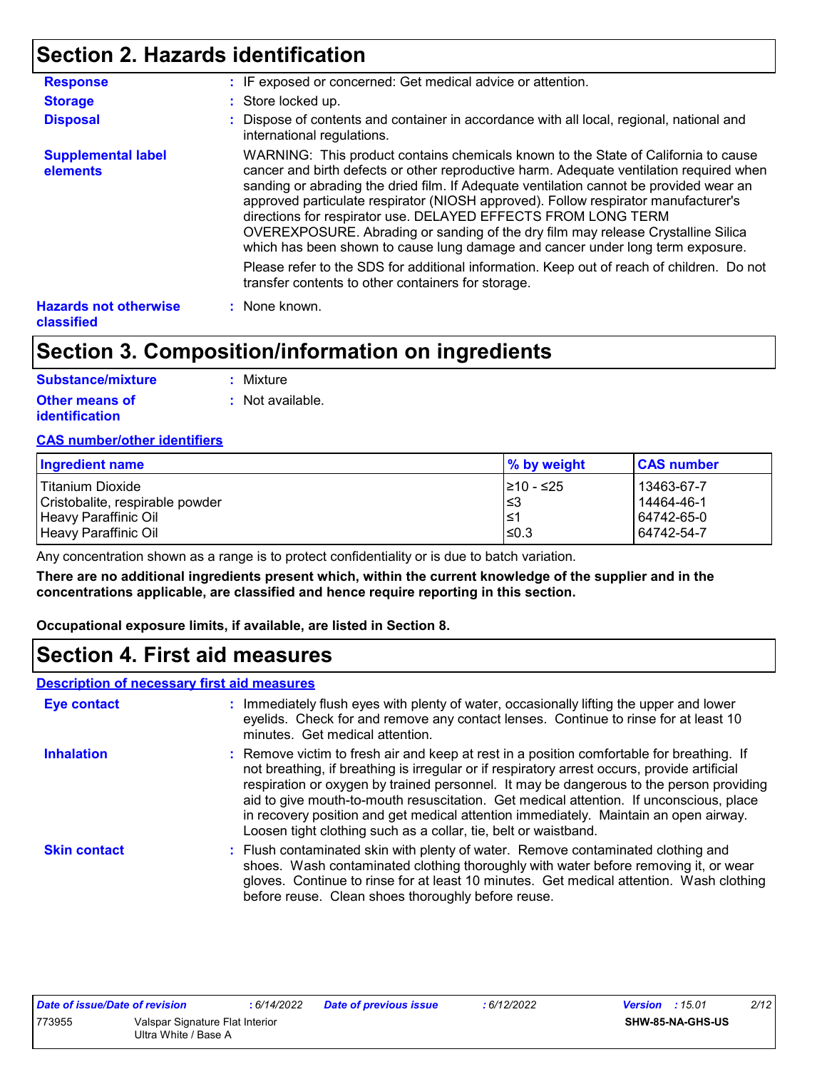## Section 2. Hazards identification

**Response** : IF exposed or concerned: Get medical advice or attention.

**Storage** : Store locked up.

**Disposal** : Dispose of contents and container in accordance with all local, regional, national and international regulations.

**Supplemental label elements**

WARNING: This product contains chemicals known to the State of California to cause cancer and birth defects or other reproductive harm. Adequate ventilation required when sanding or abrading the dried film. If Adequate ventilation cannot be provided wear an approved particulate respirator (NIOSH approved). Follow respirator manufacturer's directions for respirator use. DELAYED EFFECTS FROM LONG TERM OVEREXPOSURE. Abrading or sanding of the dry film may release Crystalline Silica which has been shown to cause lung damage and cancer under long term exposure.

Please refer to the SDS for additional information. Keep out of reach of children. Do not transfer contents to other containers for storage.

**Hazards not otherwise classified** : None known.

## Section 3. Composition/information on ingredients

**Substance/mixture** : Mixture

**Other means of identification** : Not available.

**CAS number/other identifiers**

| Ingredient name | % by weight | CAS number |
|---|---|---|
| Titanium Dioxide | ≥10 - ≤25 | 13463-67-7 |
| Cristobalite, respirable powder | ≤3 | 14464-46-1 |
| Heavy Paraffinic Oil | ≤1 | 64742-65-0 |
| Heavy Paraffinic Oil | ≤0.3 | 64742-54-7 |

Any concentration shown as a range is to protect confidentiality or is due to batch variation.

**There are no additional ingredients present which, within the current knowledge of the supplier and in the concentrations applicable, are classified and hence require reporting in this section.**

**Occupational exposure limits, if available, are listed in Section 8.**

## Section 4. First aid measures

**Description of necessary first aid measures**

**Eye contact** : Immediately flush eyes with plenty of water, occasionally lifting the upper and lower eyelids. Check for and remove any contact lenses. Continue to rinse for at least 10 minutes. Get medical attention.

**Inhalation** : Remove victim to fresh air and keep at rest in a position comfortable for breathing. If not breathing, if breathing is irregular or if respiratory arrest occurs, provide artificial respiration or oxygen by trained personnel. It may be dangerous to the person providing aid to give mouth-to-mouth resuscitation. Get medical attention. If unconscious, place in recovery position and get medical attention immediately. Maintain an open airway. Loosen tight clothing such as a collar, tie, belt or waistband.

**Skin contact** : Flush contaminated skin with plenty of water. Remove contaminated clothing and shoes. Wash contaminated clothing thoroughly with water before removing it, or wear gloves. Continue to rinse for at least 10 minutes. Get medical attention. Wash clothing before reuse. Clean shoes thoroughly before reuse.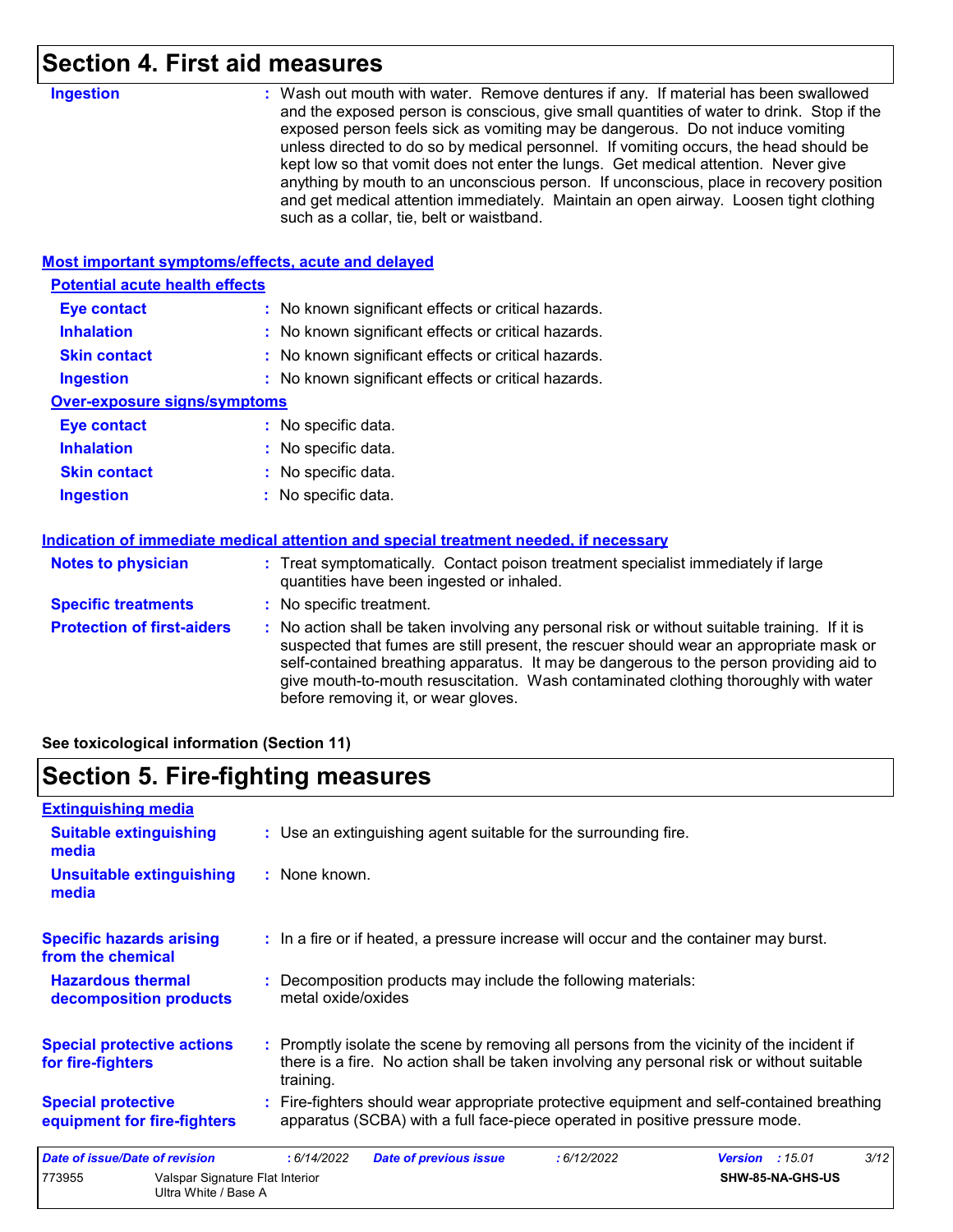## Section 4. First aid measures

**Ingestion** : Wash out mouth with water. Remove dentures if any. If material has been swallowed and the exposed person is conscious, give small quantities of water to drink. Stop if the exposed person feels sick as vomiting may be dangerous. Do not induce vomiting unless directed to do so by medical personnel. If vomiting occurs, the head should be kept low so that vomit does not enter the lungs. Get medical attention. Never give anything by mouth to an unconscious person. If unconscious, place in recovery position and get medical attention immediately. Maintain an open airway. Loosen tight clothing such as a collar, tie, belt or waistband.

### Most important symptoms/effects, acute and delayed

**Potential acute health effects**

**Eye contact** : No known significant effects or critical hazards.

**Inhalation** : No known significant effects or critical hazards.

**Skin contact** : No known significant effects or critical hazards.

**Ingestion** : No known significant effects or critical hazards.

**Over-exposure signs/symptoms**

**Eye contact** : No specific data.

**Inhalation** : No specific data.

**Skin contact** : No specific data.

**Ingestion** : No specific data.

### Indication of immediate medical attention and special treatment needed, if necessary

**Notes to physician** : Treat symptomatically. Contact poison treatment specialist immediately if large quantities have been ingested or inhaled.

**Specific treatments** : No specific treatment.

**Protection of first-aiders** : No action shall be taken involving any personal risk or without suitable training. If it is suspected that fumes are still present, the rescuer should wear an appropriate mask or self-contained breathing apparatus. It may be dangerous to the person providing aid to give mouth-to-mouth resuscitation. Wash contaminated clothing thoroughly with water before removing it, or wear gloves.

**See toxicological information (Section 11)**

## Section 5. Fire-fighting measures

### Extinguishing media

**Suitable extinguishing media** : Use an extinguishing agent suitable for the surrounding fire.

**Unsuitable extinguishing media** : None known.

**Specific hazards arising from the chemical** : In a fire or if heated, a pressure increase will occur and the container may burst.

**Hazardous thermal decomposition products** : Decomposition products may include the following materials: metal oxide/oxides

**Special protective actions for fire-fighters** : Promptly isolate the scene by removing all persons from the vicinity of the incident if there is a fire. No action shall be taken involving any personal risk or without suitable training.

**Special protective equipment for fire-fighters** : Fire-fighters should wear appropriate protective equipment and self-contained breathing apparatus (SCBA) with a full face-piece operated in positive pressure mode.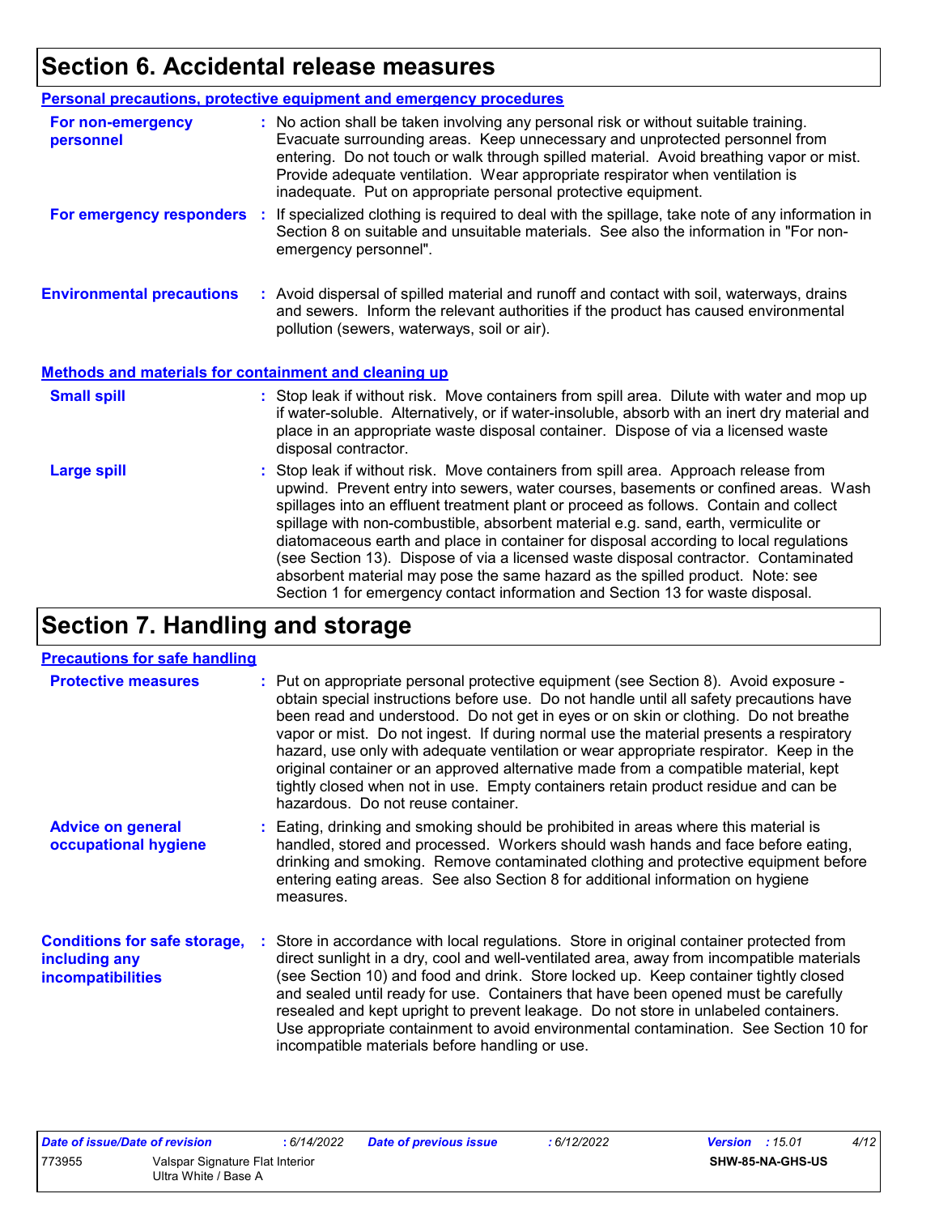# Section 6. Accidental release measures

## Personal precautions, protective equipment and emergency procedures

**For non-emergency personnel** : No action shall be taken involving any personal risk or without suitable training. Evacuate surrounding areas. Keep unnecessary and unprotected personnel from entering. Do not touch or walk through spilled material. Avoid breathing vapor or mist. Provide adequate ventilation. Wear appropriate respirator when ventilation is inadequate. Put on appropriate personal protective equipment.

**For emergency responders** : If specialized clothing is required to deal with the spillage, take note of any information in Section 8 on suitable and unsuitable materials. See also the information in "For non-emergency personnel".

**Environmental precautions** : Avoid dispersal of spilled material and runoff and contact with soil, waterways, drains and sewers. Inform the relevant authorities if the product has caused environmental pollution (sewers, waterways, soil or air).

## Methods and materials for containment and cleaning up

**Small spill** : Stop leak if without risk. Move containers from spill area. Dilute with water and mop up if water-soluble. Alternatively, or if water-insoluble, absorb with an inert dry material and place in an appropriate waste disposal container. Dispose of via a licensed waste disposal contractor.

**Large spill** : Stop leak if without risk. Move containers from spill area. Approach release from upwind. Prevent entry into sewers, water courses, basements or confined areas. Wash spillages into an effluent treatment plant or proceed as follows. Contain and collect spillage with non-combustible, absorbent material e.g. sand, earth, vermiculite or diatomaceous earth and place in container for disposal according to local regulations (see Section 13). Dispose of via a licensed waste disposal contractor. Contaminated absorbent material may pose the same hazard as the spilled product. Note: see Section 1 for emergency contact information and Section 13 for waste disposal.

# Section 7. Handling and storage

## Precautions for safe handling

**Protective measures** : Put on appropriate personal protective equipment (see Section 8). Avoid exposure - obtain special instructions before use. Do not handle until all safety precautions have been read and understood. Do not get in eyes or on skin or clothing. Do not breathe vapor or mist. Do not ingest. If during normal use the material presents a respiratory hazard, use only with adequate ventilation or wear appropriate respirator. Keep in the original container or an approved alternative made from a compatible material, kept tightly closed when not in use. Empty containers retain product residue and can be hazardous. Do not reuse container.

**Advice on general occupational hygiene** : Eating, drinking and smoking should be prohibited in areas where this material is handled, stored and processed. Workers should wash hands and face before eating, drinking and smoking. Remove contaminated clothing and protective equipment before entering eating areas. See also Section 8 for additional information on hygiene measures.

**Conditions for safe storage, including any incompatibilities** : Store in accordance with local regulations. Store in original container protected from direct sunlight in a dry, cool and well-ventilated area, away from incompatible materials (see Section 10) and food and drink. Store locked up. Keep container tightly closed and sealed until ready for use. Containers that have been opened must be carefully resealed and kept upright to prevent leakage. Do not store in unlabeled containers. Use appropriate containment to avoid environmental contamination. See Section 10 for incompatible materials before handling or use.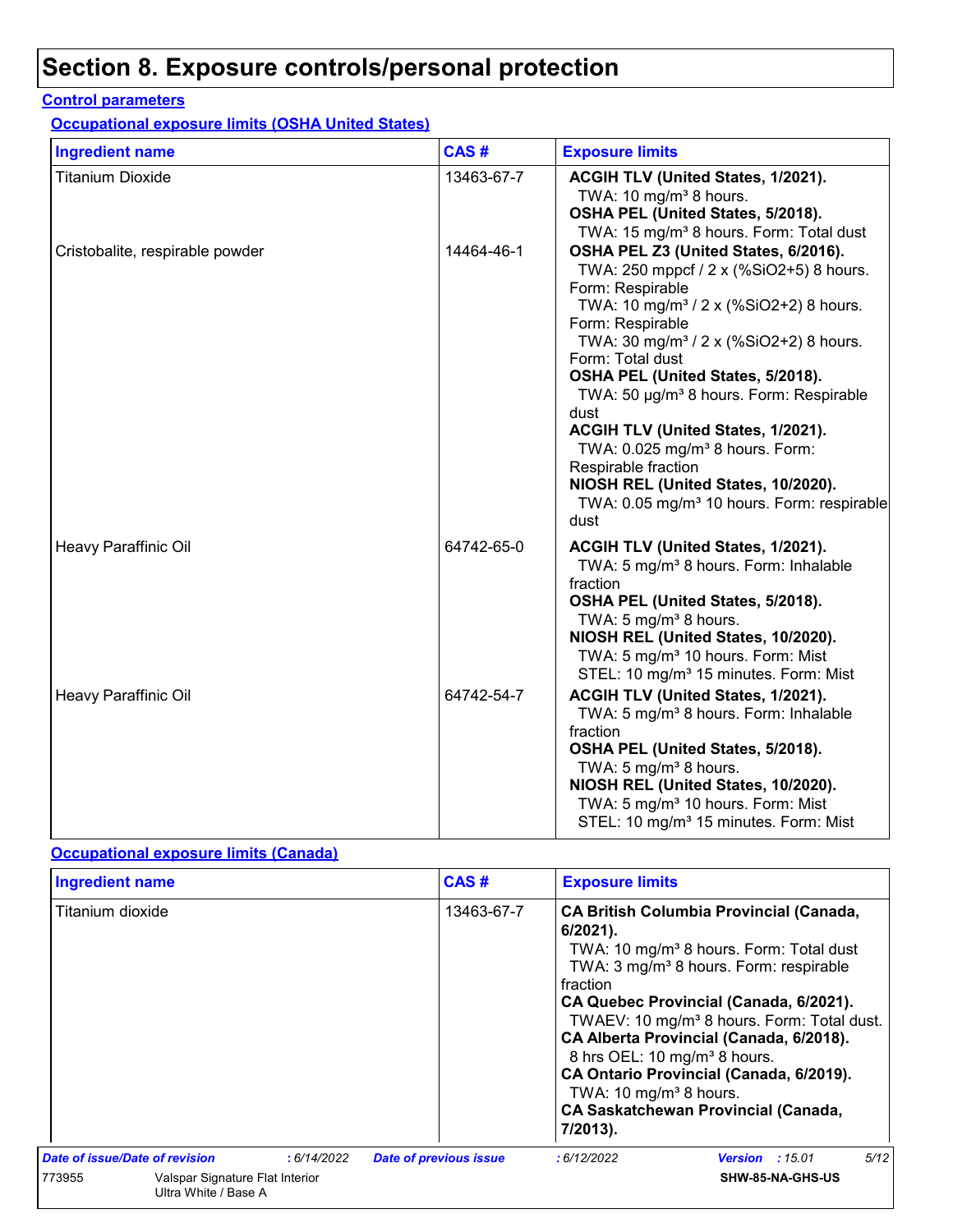# Section 8. Exposure controls/personal protection

## Control parameters

### Occupational exposure limits (OSHA United States)

| Ingredient name | CAS # | Exposure limits |
|---|---|---|
| Titanium Dioxide | 13463-67-7 | **ACGIH TLV (United States, 1/2021).**<br>TWA: 10 mg/m³ 8 hours.<br>**OSHA PEL (United States, 5/2018).**<br>TWA: 15 mg/m³ 8 hours. Form: Total dust |
| Cristobalite, respirable powder | 14464-46-1 | **OSHA PEL Z3 (United States, 6/2016).**<br>TWA: 250 mppcf / 2 x (%SiO2+5) 8 hours. Form: Respirable<br>TWA: 10 mg/m³ / 2 x (%SiO2+2) 8 hours. Form: Respirable<br>TWA: 30 mg/m³ / 2 x (%SiO2+2) 8 hours. Form: Total dust<br>**OSHA PEL (United States, 5/2018).**<br>TWA: 50 µg/m³ 8 hours. Form: Respirable dust<br>**ACGIH TLV (United States, 1/2021).**<br>TWA: 0.025 mg/m³ 8 hours. Form: Respirable fraction<br>**NIOSH REL (United States, 10/2020).**<br>TWA: 0.05 mg/m³ 10 hours. Form: respirable dust |
| Heavy Paraffinic Oil | 64742-65-0 | **ACGIH TLV (United States, 1/2021).**<br>TWA: 5 mg/m³ 8 hours. Form: Inhalable fraction<br>**OSHA PEL (United States, 5/2018).**<br>TWA: 5 mg/m³ 8 hours.<br>**NIOSH REL (United States, 10/2020).**<br>TWA: 5 mg/m³ 10 hours. Form: Mist<br>STEL: 10 mg/m³ 15 minutes. Form: Mist |
| Heavy Paraffinic Oil | 64742-54-7 | **ACGIH TLV (United States, 1/2021).**<br>TWA: 5 mg/m³ 8 hours. Form: Inhalable fraction<br>**OSHA PEL (United States, 5/2018).**<br>TWA: 5 mg/m³ 8 hours.<br>**NIOSH REL (United States, 10/2020).**<br>TWA: 5 mg/m³ 10 hours. Form: Mist<br>STEL: 10 mg/m³ 15 minutes. Form: Mist |

### Occupational exposure limits (Canada)

| Ingredient name | CAS # | Exposure limits |
|---|---|---|
| Titanium dioxide | 13463-67-7 | **CA British Columbia Provincial (Canada, 6/2021).**<br>TWA: 10 mg/m³ 8 hours. Form: Total dust<br>TWA: 3 mg/m³ 8 hours. Form: respirable fraction<br>**CA Quebec Provincial (Canada, 6/2021).**<br>TWAEV: 10 mg/m³ 8 hours. Form: Total dust.<br>**CA Alberta Provincial (Canada, 6/2018).**<br>8 hrs OEL: 10 mg/m³ 8 hours.<br>**CA Ontario Provincial (Canada, 6/2019).**<br>TWA: 10 mg/m³ 8 hours.<br>**CA Saskatchewan Provincial (Canada, 7/2013).** |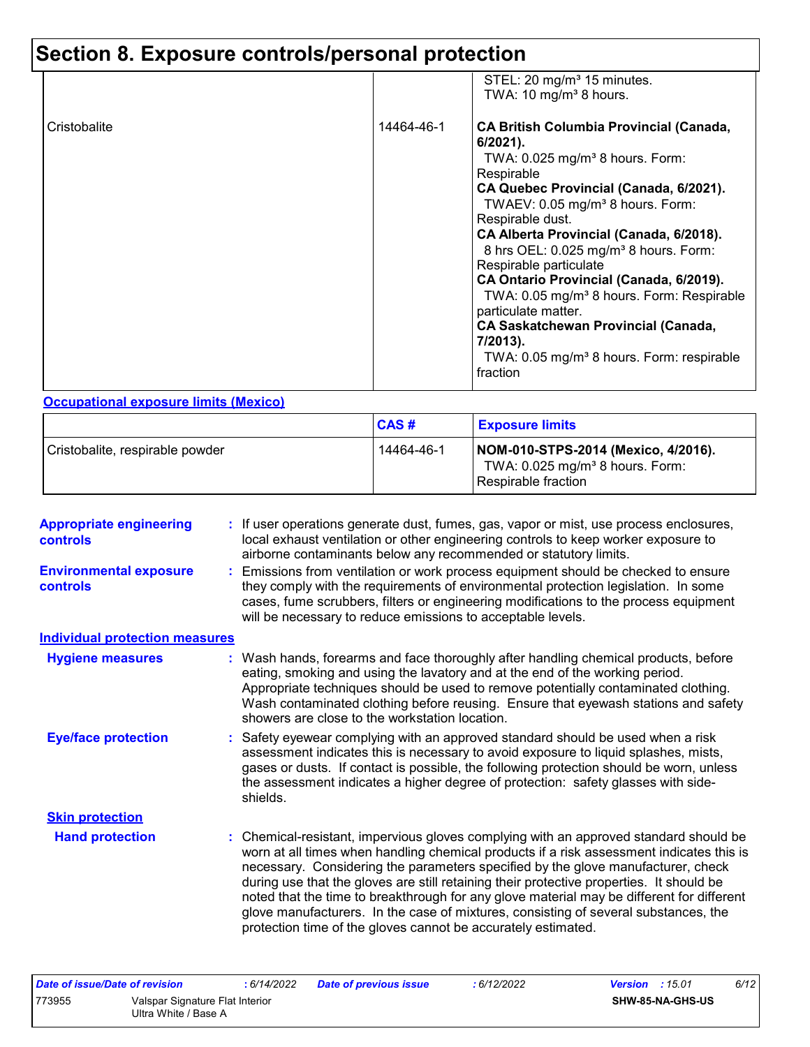# Section 8. Exposure controls/personal protection

| | | |
|---|---|---|
| | | STEL: 20 mg/m³ 15 minutes.<br>TWA: 10 mg/m³ 8 hours. |
| Cristobalite | 14464-46-1 | **CA British Columbia Provincial (Canada, 6/2021).**<br>TWA: 0.025 mg/m³ 8 hours. Form: Respirable<br>**CA Quebec Provincial (Canada, 6/2021).**<br>TWAEV: 0.05 mg/m³ 8 hours. Form: Respirable dust.<br>**CA Alberta Provincial (Canada, 6/2018).**<br>8 hrs OEL: 0.025 mg/m³ 8 hours. Form: Respirable particulate<br>**CA Ontario Provincial (Canada, 6/2019).**<br>TWA: 0.05 mg/m³ 8 hours. Form: Respirable particulate matter.<br>**CA Saskatchewan Provincial (Canada, 7/2013).**<br>TWA: 0.05 mg/m³ 8 hours. Form: respirable fraction |

**Occupational exposure limits (Mexico)**

| | CAS # | Exposure limits |
|---|---|---|
| Cristobalite, respirable powder | 14464-46-1 | **NOM-010-STPS-2014 (Mexico, 4/2016).**<br>TWA: 0.025 mg/m³ 8 hours. Form: Respirable fraction |

**Appropriate engineering controls** : If user operations generate dust, fumes, gas, vapor or mist, use process enclosures, local exhaust ventilation or other engineering controls to keep worker exposure to airborne contaminants below any recommended or statutory limits.

**Environmental exposure controls** : Emissions from ventilation or work process equipment should be checked to ensure they comply with the requirements of environmental protection legislation. In some cases, fume scrubbers, filters or engineering modifications to the process equipment will be necessary to reduce emissions to acceptable levels.

**Individual protection measures**

**Hygiene measures** : Wash hands, forearms and face thoroughly after handling chemical products, before eating, smoking and using the lavatory and at the end of the working period. Appropriate techniques should be used to remove potentially contaminated clothing. Wash contaminated clothing before reusing. Ensure that eyewash stations and safety showers are close to the workstation location.

**Eye/face protection** : Safety eyewear complying with an approved standard should be used when a risk assessment indicates this is necessary to avoid exposure to liquid splashes, mists, gases or dusts. If contact is possible, the following protection should be worn, unless the assessment indicates a higher degree of protection: safety glasses with side-shields.

**Skin protection**

**Hand protection** : Chemical-resistant, impervious gloves complying with an approved standard should be worn at all times when handling chemical products if a risk assessment indicates this is necessary. Considering the parameters specified by the glove manufacturer, check during use that the gloves are still retaining their protective properties. It should be noted that the time to breakthrough for any glove material may be different for different glove manufacturers. In the case of mixtures, consisting of several substances, the protection time of the gloves cannot be accurately estimated.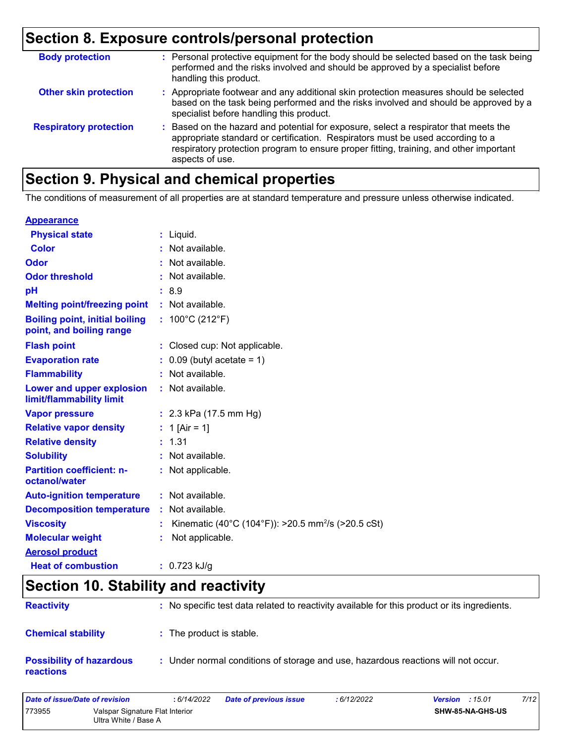## Section 8. Exposure controls/personal protection

| | |
|---|---|
| **Body protection** | : Personal protective equipment for the body should be selected based on the task being performed and the risks involved and should be approved by a specialist before handling this product. |
| **Other skin protection** | : Appropriate footwear and any additional skin protection measures should be selected based on the task being performed and the risks involved and should be approved by a specialist before handling this product. |
| **Respiratory protection** | : Based on the hazard and potential for exposure, select a respirator that meets the appropriate standard or certification. Respirators must be used according to a respiratory protection program to ensure proper fitting, training, and other important aspects of use. |

## Section 9. Physical and chemical properties

The conditions of measurement of all properties are at standard temperature and pressure unless otherwise indicated.

| | |
|---|---|
| **Appearance** | |
| **Physical state** | : Liquid. |
| **Color** | : Not available. |
| **Odor** | : Not available. |
| **Odor threshold** | : Not available. |
| **pH** | : 8.9 |
| **Melting point/freezing point** | : Not available. |
| **Boiling point, initial boiling point, and boiling range** | : 100°C (212°F) |
| **Flash point** | : Closed cup: Not applicable. |
| **Evaporation rate** | : 0.09 (butyl acetate = 1) |
| **Flammability** | : Not available. |
| **Lower and upper explosion limit/flammability limit** | : Not available. |
| **Vapor pressure** | : 2.3 kPa (17.5 mm Hg) |
| **Relative vapor density** | : 1 [Air = 1] |
| **Relative density** | : 1.31 |
| **Solubility** | : Not available. |
| **Partition coefficient: n-octanol/water** | : Not applicable. |
| **Auto-ignition temperature** | : Not available. |
| **Decomposition temperature** | : Not available. |
| **Viscosity** | : Kinematic (40°C (104°F)): >20.5 $mm^2/s$ (>20.5 cSt) |
| **Molecular weight** | : Not applicable. |
| **Aerosol product** | |
| **Heat of combustion** | : 0.723 kJ/g |

## Section 10. Stability and reactivity

| | |
|---|---|
| **Reactivity** | : No specific test data related to reactivity available for this product or its ingredients. |
| **Chemical stability** | : The product is stable. |
| **Possibility of hazardous reactions** | : Under normal conditions of storage and use, hazardous reactions will not occur. |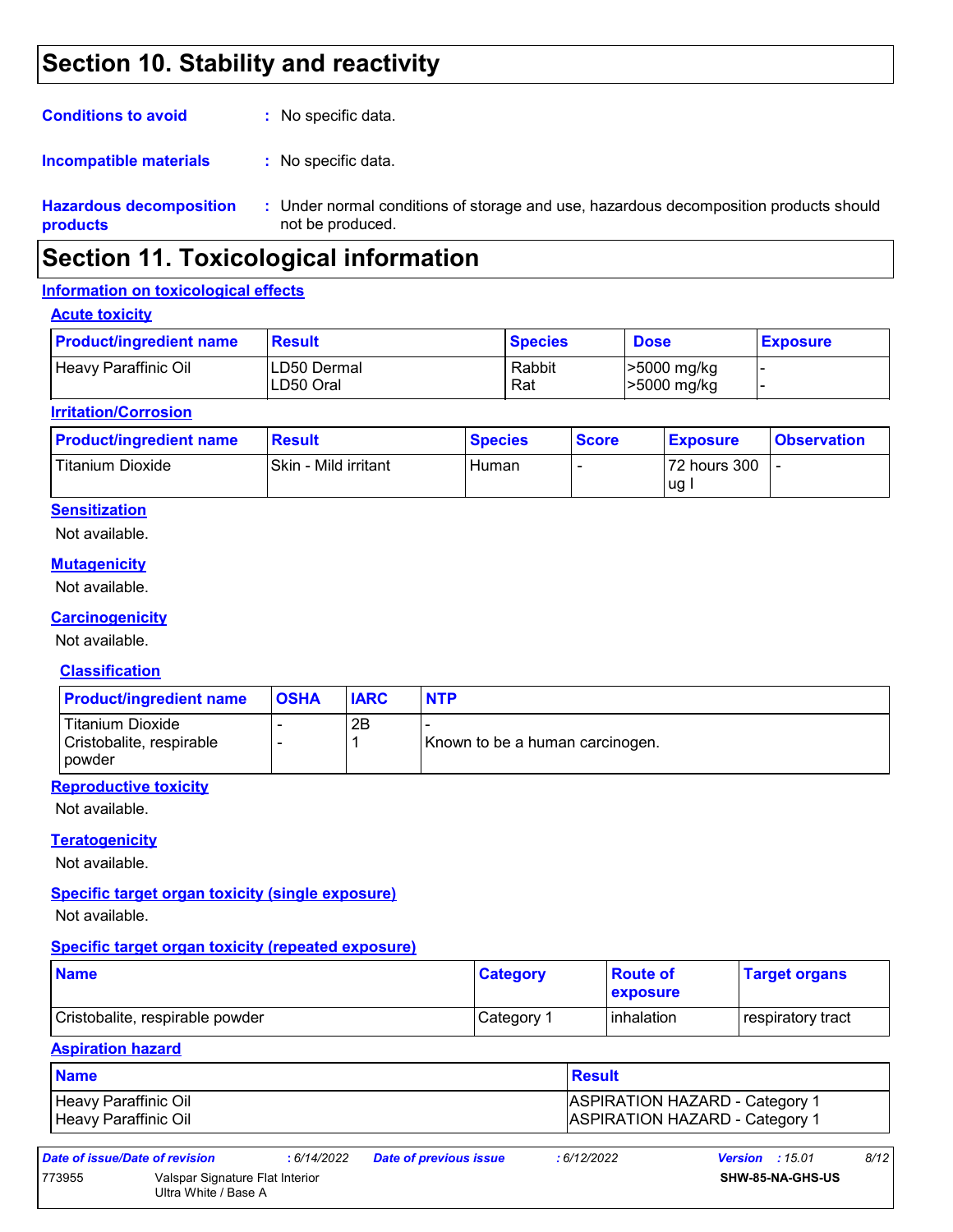# Section 10. Stability and reactivity

**Conditions to avoid** : No specific data.

**Incompatible materials** : No specific data.

**Hazardous decomposition products** : Under normal conditions of storage and use, hazardous decomposition products should not be produced.

# Section 11. Toxicological information

## Information on toxicological effects

### Acute toxicity

| Product/ingredient name | Result | Species | Dose | Exposure |
|---|---|---|---|---|
| Heavy Paraffinic Oil | LD50 Dermal<br>LD50 Oral | Rabbit<br>Rat | >5000 mg/kg<br>>5000 mg/kg | -<br>- |

### Irritation/Corrosion

| Product/ingredient name | Result | Species | Score | Exposure | Observation |
|---|---|---|---|---|---|
| Titanium Dioxide | Skin - Mild irritant | Human | - | 72 hours 300 ug I | - |

### Sensitization

Not available.

### Mutagenicity

Not available.

### Carcinogenicity

Not available.

#### Classification

| Product/ingredient name | OSHA | IARC | NTP |
|---|---|---|---|
| Titanium Dioxide | - | 2B | - |
| Cristobalite, respirable powder | - | 1 | Known to be a human carcinogen. |

### Reproductive toxicity

Not available.

### Teratogenicity

Not available.

### Specific target organ toxicity (single exposure)

Not available.

### Specific target organ toxicity (repeated exposure)

| Name | Category | Route of exposure | Target organs |
|---|---|---|---|
| Cristobalite, respirable powder | Category 1 | inhalation | respiratory tract |

### Aspiration hazard

| Name | Result |
|---|---|
| Heavy Paraffinic Oil | ASPIRATION HAZARD - Category 1 |
| Heavy Paraffinic Oil | ASPIRATION HAZARD - Category 1 |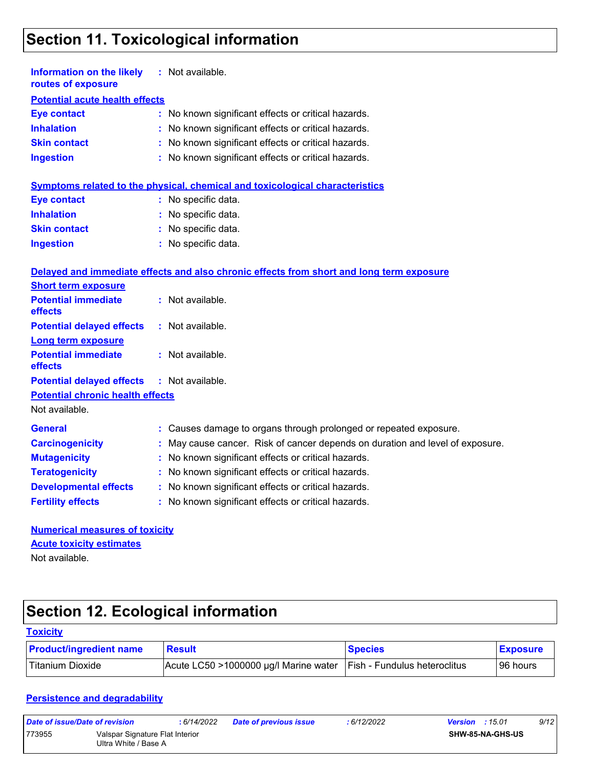## Section 11. Toxicological information

**Information on the likely routes of exposure** : Not available.

**Potential acute health effects**

**Eye contact** : No known significant effects or critical hazards.
**Inhalation** : No known significant effects or critical hazards.
**Skin contact** : No known significant effects or critical hazards.
**Ingestion** : No known significant effects or critical hazards.

**Symptoms related to the physical, chemical and toxicological characteristics**

**Eye contact** : No specific data.
**Inhalation** : No specific data.
**Skin contact** : No specific data.
**Ingestion** : No specific data.

**Delayed and immediate effects and also chronic effects from short and long term exposure**

**Short term exposure**

**Potential immediate effects** : Not available.
**Potential delayed effects** : Not available.

**Long term exposure**

**Potential immediate effects** : Not available.
**Potential delayed effects** : Not available.

**Potential chronic health effects**

Not available.

**General** : Causes damage to organs through prolonged or repeated exposure.
**Carcinogenicity** : May cause cancer. Risk of cancer depends on duration and level of exposure.
**Mutagenicity** : No known significant effects or critical hazards.
**Teratogenicity** : No known significant effects or critical hazards.
**Developmental effects** : No known significant effects or critical hazards.
**Fertility effects** : No known significant effects or critical hazards.

**Numerical measures of toxicity**

**Acute toxicity estimates**

Not available.

## Section 12. Ecological information

**Toxicity**

| Product/ingredient name | Result | Species | Exposure |
|---|---|---|---|
| Titanium Dioxide | Acute LC50 >1000000 µg/l Marine water | Fish - Fundulus heteroclitus | 96 hours |

**Persistence and degradability**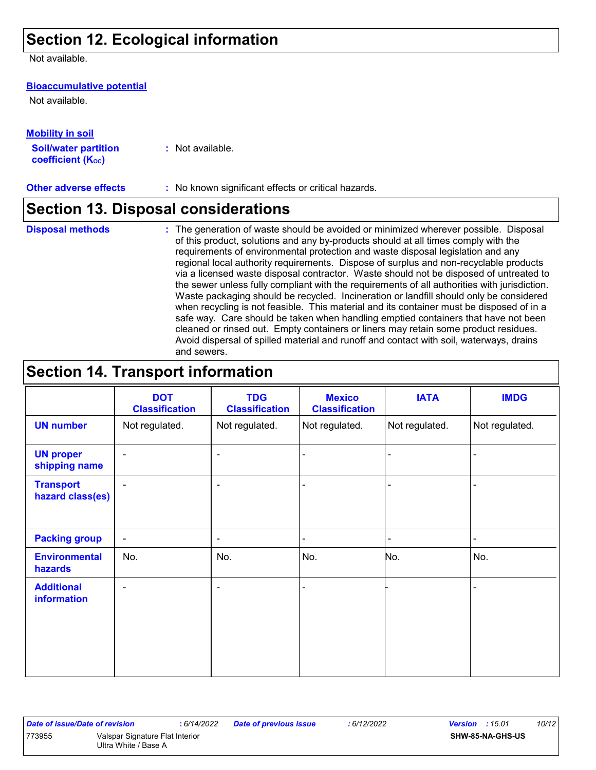## Section 12. Ecological information

Not available.

**Bioaccumulative potential**

Not available.

**Mobility in soil**

**Soil/water partition coefficient ($K_{OC}$)** : Not available.

**Other adverse effects** : No known significant effects or critical hazards.

## Section 13. Disposal considerations

**Disposal methods** : The generation of waste should be avoided or minimized wherever possible. Disposal of this product, solutions and any by-products should at all times comply with the requirements of environmental protection and waste disposal legislation and any regional local authority requirements. Dispose of surplus and non-recyclable products via a licensed waste disposal contractor. Waste should not be disposed of untreated to the sewer unless fully compliant with the requirements of all authorities with jurisdiction. Waste packaging should be recycled. Incineration or landfill should only be considered when recycling is not feasible. This material and its container must be disposed of in a safe way. Care should be taken when handling emptied containers that have not been cleaned or rinsed out. Empty containers or liners may retain some product residues. Avoid dispersal of spilled material and runoff and contact with soil, waterways, drains and sewers.

## Section 14. Transport information

| | DOT Classification | TDG Classification | Mexico Classification | IATA | IMDG |
|---|---|---|---|---|---|
| **UN number** | Not regulated. | Not regulated. | Not regulated. | Not regulated. | Not regulated. |
| **UN proper shipping name** | - | - | - | - | - |
| **Transport hazard class(es)** | - | - | - | - | - |
| **Packing group** | - | - | - | - | - |
| **Environmental hazards** | No. | No. | No. | No. | No. |
| **Additional information** | - | - | - | - | - |

| Date of issue/Date of revision | : 6/14/2022 | Date of previous issue | : 6/12/2022 | Version : 15.01 |
|---|---|---|---|---|
| 773955 | Valspar Signature Flat Interior Ultra White / Base A | | | SHW-85-NA-GHS-US |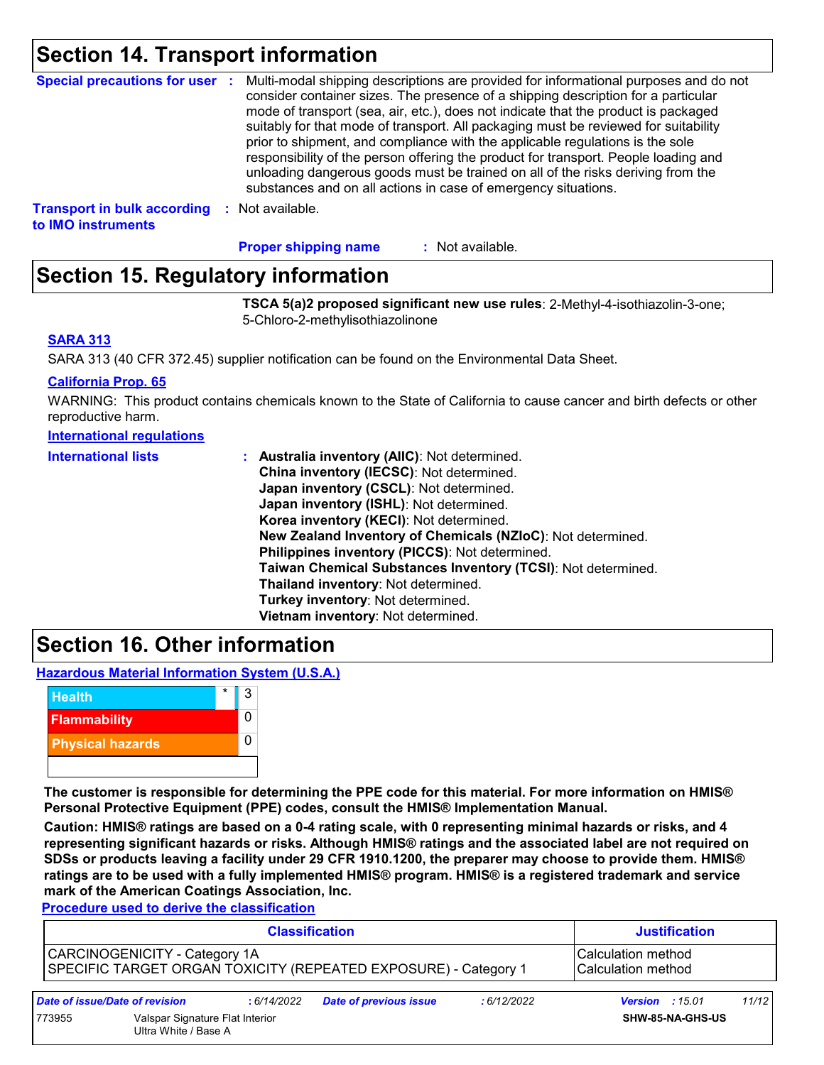## Section 14. Transport information

**Special precautions for user** : Multi-modal shipping descriptions are provided for informational purposes and do not consider container sizes. The presence of a shipping description for a particular mode of transport (sea, air, etc.), does not indicate that the product is packaged suitably for that mode of transport. All packaging must be reviewed for suitability prior to shipment, and compliance with the applicable regulations is the sole responsibility of the person offering the product for transport. People loading and unloading dangerous goods must be trained on all of the risks deriving from the substances and on all actions in case of emergency situations.

**Transport in bulk according to IMO instruments** : Not available.

**Proper shipping name** : Not available.

## Section 15. Regulatory information

**TSCA 5(a)2 proposed significant new use rules**: 2-Methyl-4-isothiazolin-3-one; 5-Chloro-2-methylisothiazolinone

**SARA 313**

SARA 313 (40 CFR 372.45) supplier notification can be found on the Environmental Data Sheet.

**California Prop. 65**

WARNING: This product contains chemicals known to the State of California to cause cancer and birth defects or other reproductive harm.

**International regulations**

**International lists** :
**Australia inventory (AIIC)**: Not determined.
**China inventory (IECSC)**: Not determined.
**Japan inventory (CSCL)**: Not determined.
**Japan inventory (ISHL)**: Not determined.
**Korea inventory (KECI)**: Not determined.
**New Zealand Inventory of Chemicals (NZIoC)**: Not determined.
**Philippines inventory (PICCS)**: Not determined.
**Taiwan Chemical Substances Inventory (TCSI)**: Not determined.
**Thailand inventory**: Not determined.
**Turkey inventory**: Not determined.
**Vietnam inventory**: Not determined.

## Section 16. Other information

**Hazardous Material Information System (U.S.A.)**

| | | |
|---|---|---|
| Health | * | 3 |
| Flammability | | 0 |
| Physical hazards | | 0 |

**The customer is responsible for determining the PPE code for this material. For more information on HMIS® Personal Protective Equipment (PPE) codes, consult the HMIS® Implementation Manual.**

**Caution: HMIS® ratings are based on a 0-4 rating scale, with 0 representing minimal hazards or risks, and 4 representing significant hazards or risks. Although HMIS® ratings and the associated label are not required on SDSs or products leaving a facility under 29 CFR 1910.1200, the preparer may choose to provide them. HMIS® ratings are to be used with a fully implemented HMIS® program. HMIS® is a registered trademark and service mark of the American Coatings Association, Inc.**

**Procedure used to derive the classification**

| Classification | Justification |
|---|---|
| CARCINOGENICITY - Category 1A | Calculation method |
| SPECIFIC TARGET ORGAN TOXICITY (REPEATED EXPOSURE) - Category 1 | Calculation method |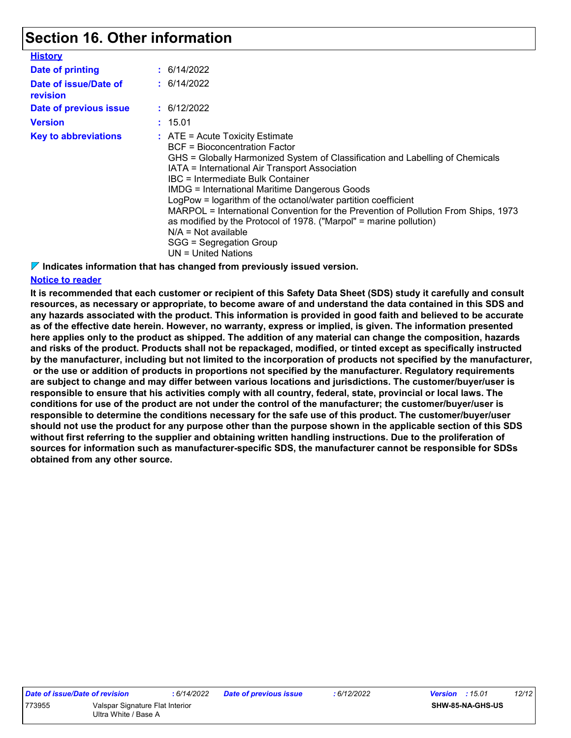# Section 16. Other information

**History**

| | | |
|---|---|---|
| **Date of printing** | : | 6/14/2022 |
| **Date of issue/Date of revision** | : | 6/14/2022 |
| **Date of previous issue** | : | 6/12/2022 |
| **Version** | : | 15.01 |
| **Key to abbreviations** | : | ATE = Acute Toxicity Estimate<br>BCF = Bioconcentration Factor<br>GHS = Globally Harmonized System of Classification and Labelling of Chemicals<br>IATA = International Air Transport Association<br>IBC = Intermediate Bulk Container<br>IMDG = International Maritime Dangerous Goods<br>LogPow = logarithm of the octanol/water partition coefficient<br>MARPOL = International Convention for the Prevention of Pollution From Ships, 1973 as modified by the Protocol of 1978. ("Marpol" = marine pollution)<br>N/A = Not available<br>SGG = Segregation Group<br>UN = United Nations |

**Indicates information that has changed from previously issued version.**

**Notice to reader**

**It is recommended that each customer or recipient of this Safety Data Sheet (SDS) study it carefully and consult resources, as necessary or appropriate, to become aware of and understand the data contained in this SDS and any hazards associated with the product. This information is provided in good faith and believed to be accurate as of the effective date herein. However, no warranty, express or implied, is given. The information presented here applies only to the product as shipped. The addition of any material can change the composition, hazards and risks of the product. Products shall not be repackaged, modified, or tinted except as specifically instructed by the manufacturer, including but not limited to the incorporation of products not specified by the manufacturer, or the use or addition of products in proportions not specified by the manufacturer. Regulatory requirements are subject to change and may differ between various locations and jurisdictions. The customer/buyer/user is responsible to ensure that his activities comply with all country, federal, state, provincial or local laws. The conditions for use of the product are not under the control of the manufacturer; the customer/buyer/user is responsible to determine the conditions necessary for the safe use of this product. The customer/buyer/user should not use the product for any purpose other than the purpose shown in the applicable section of this SDS without first referring to the supplier and obtaining written handling instructions. Due to the proliferation of sources for information such as manufacturer-specific SDS, the manufacturer cannot be responsible for SDSs obtained from any other source.**